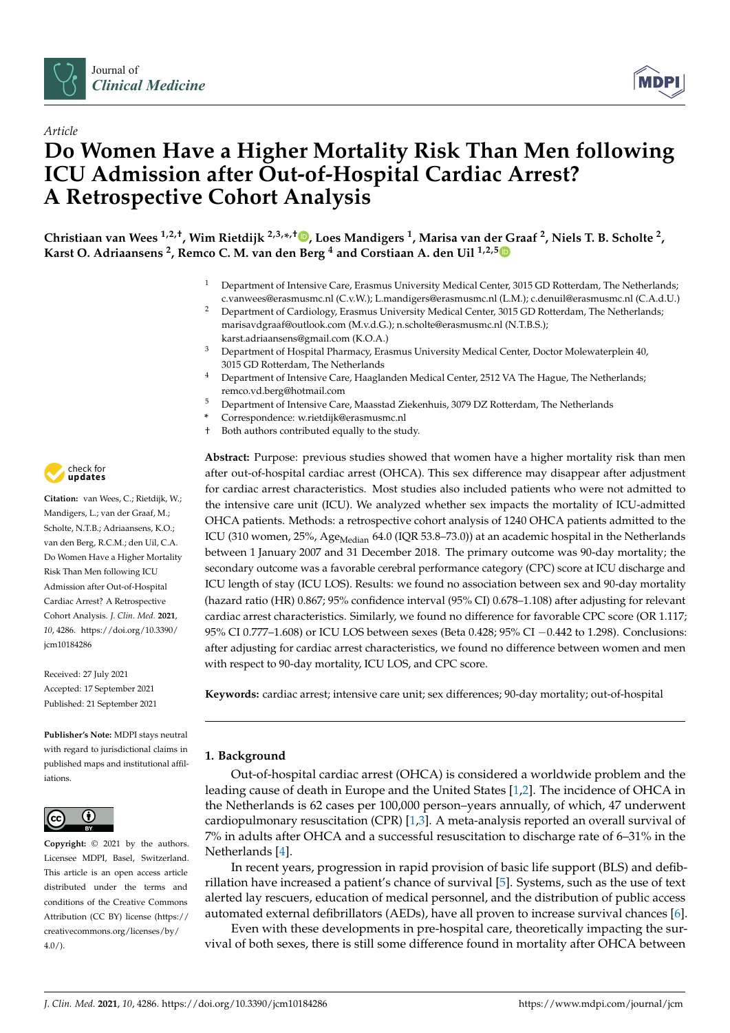*Article*

# Do Women Have a Higher Mortality Risk Than Men following ICU Admission after Out-of-Hospital Cardiac Arrest? A Retrospective Cohort Analysis

**Christiaan van Wees [1,2,†], Wim Rietdijk [2,3,*,†], Loes Mandigers [1], Marisa van der Graaf [2], Niels T. B. Scholte [2], Karst O. Adriaansens [2], Remco C. M. van den Berg [4] and Corstiaan A. den Uil [1,2,5]**

1 Department of Intensive Care, Erasmus University Medical Center, 3015 GD Rotterdam, The Netherlands; c.vanwees@erasmusmc.nl (C.v.W.); L.mandigers@erasmusmc.nl (L.M.); c.denuil@erasmusmc.nl (C.A.d.U.)
2 Department of Cardiology, Erasmus University Medical Center, 3015 GD Rotterdam, The Netherlands; marisavdgraaf@outlook.com (M.v.d.G.); n.scholte@erasmusmc.nl (N.T.B.S.); karst.adriaansens@gmail.com (K.O.A.)
3 Department of Hospital Pharmacy, Erasmus University Medical Center, Doctor Molewaterplein 40, 3015 GD Rotterdam, The Netherlands
4 Department of Intensive Care, Haaglanden Medical Center, 2512 VA The Hague, The Netherlands; remco.vd.berg@hotmail.com
5 Department of Intensive Care, Maasstad Ziekenhuis, 3079 DZ Rotterdam, The Netherlands
\* Correspondence: w.rietdijk@erasmusmc.nl
† Both authors contributed equally to the study.

**Citation:** van Wees, C.; Rietdijk, W.; Mandigers, L.; van der Graaf, M.; Scholte, N.T.B.; Adriaansens, K.O.; van den Berg, R.C.M.; den Uil, C.A. Do Women Have a Higher Mortality Risk Than Men following ICU Admission after Out-of-Hospital Cardiac Arrest? A Retrospective Cohort Analysis. *J. Clin. Med.* **2021**, *10*, 4286. https://doi.org/10.3390/jcm10184286

Received: 27 July 2021
Accepted: 17 September 2021
Published: 21 September 2021

**Publisher's Note:** MDPI stays neutral with regard to jurisdictional claims in published maps and institutional affiliations.

**Copyright:** © 2021 by the authors. Licensee MDPI, Basel, Switzerland. This article is an open access article distributed under the terms and conditions of the Creative Commons Attribution (CC BY) license (https://creativecommons.org/licenses/by/4.0/).

**Abstract:** Purpose: previous studies showed that women have a higher mortality risk than men after out-of-hospital cardiac arrest (OHCA). This sex difference may disappear after adjustment for cardiac arrest characteristics. Most studies also included patients who were not admitted to the intensive care unit (ICU). We analyzed whether sex impacts the mortality of ICU-admitted OHCA patients. Methods: a retrospective cohort analysis of 1240 OHCA patients admitted to the ICU (310 women, 25%, $Age_{Median}$ 64.0 (IQR 53.8–73.0)) at an academic hospital in the Netherlands between 1 January 2007 and 31 December 2018. The primary outcome was 90-day mortality; the secondary outcome was a favorable cerebral performance category (CPC) score at ICU discharge and ICU length of stay (ICU LOS). Results: we found no association between sex and 90-day mortality (hazard ratio (HR) 0.867; 95% confidence interval (95% CI) 0.678–1.108) after adjusting for relevant cardiac arrest characteristics. Similarly, we found no difference for favorable CPC score (OR 1.117; 95% CI 0.777–1.608) or ICU LOS between sexes (Beta 0.428; 95% CI −0.442 to 1.298). Conclusions: after adjusting for cardiac arrest characteristics, we found no difference between women and men with respect to 90-day mortality, ICU LOS, and CPC score.

**Keywords:** cardiac arrest; intensive care unit; sex differences; 90-day mortality; out-of-hospital

## 1. Background

Out-of-hospital cardiac arrest (OHCA) is considered a worldwide problem and the leading cause of death in Europe and the United States [1,2]. The incidence of OHCA in the Netherlands is 62 cases per 100,000 person–years annually, of which, 47 underwent cardiopulmonary resuscitation (CPR) [1,3]. A meta-analysis reported an overall survival of 7% in adults after OHCA and a successful resuscitation to discharge rate of 6–31% in the Netherlands [4].

In recent years, progression in rapid provision of basic life support (BLS) and defibrillation have increased a patient's chance of survival [5]. Systems, such as the use of text alerted lay rescuers, education of medical personnel, and the distribution of public access automated external defibrillators (AEDs), have all proven to increase survival chances [6].

Even with these developments in pre-hospital care, theoretically impacting the survival of both sexes, there is still some difference found in mortality after OHCA between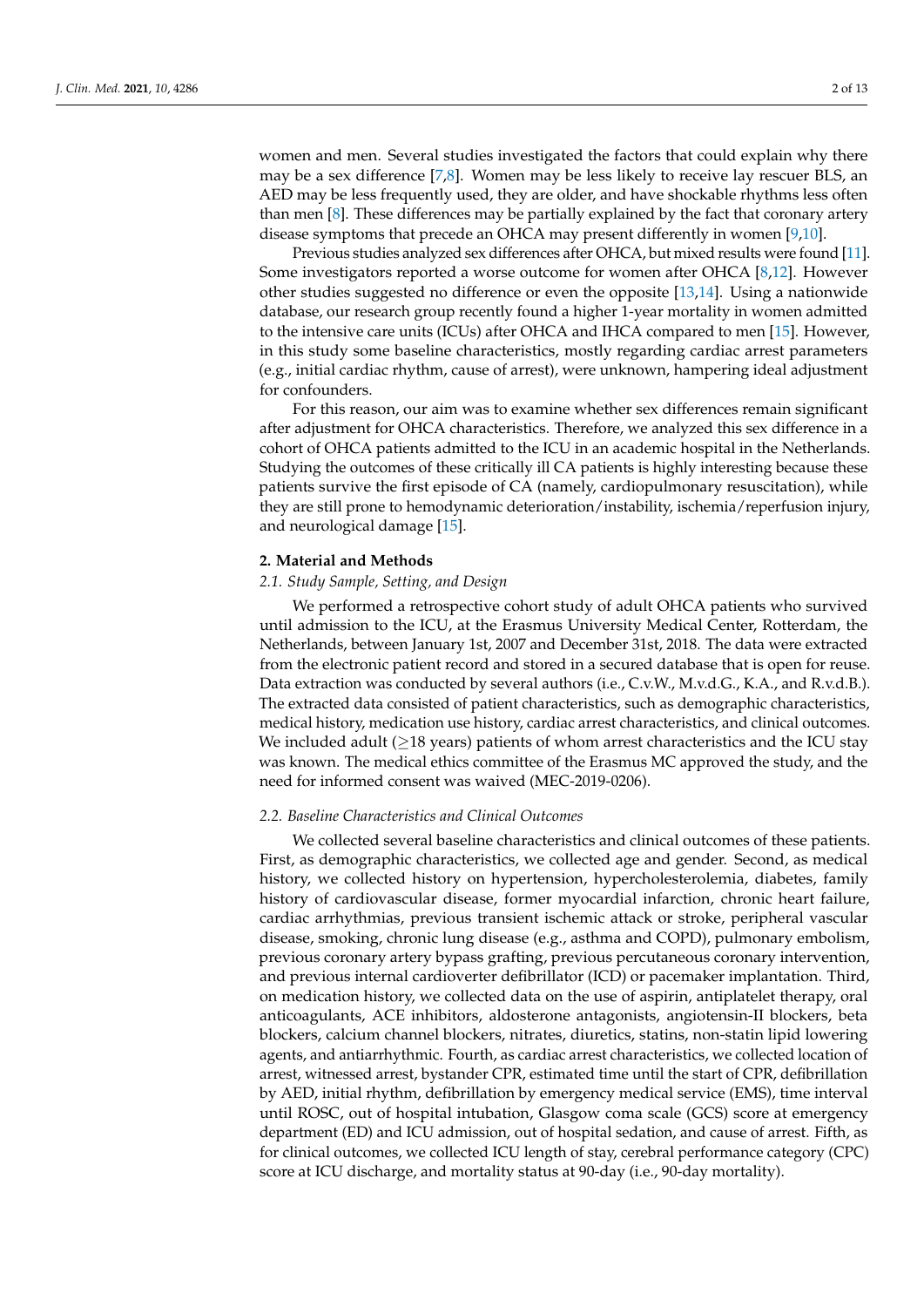women and men. Several studies investigated the factors that could explain why there may be a sex difference [7,8]. Women may be less likely to receive lay rescuer BLS, an AED may be less frequently used, they are older, and have shockable rhythms less often than men [8]. These differences may be partially explained by the fact that coronary artery disease symptoms that precede an OHCA may present differently in women [9,10].

Previous studies analyzed sex differences after OHCA, but mixed results were found [11]. Some investigators reported a worse outcome for women after OHCA [8,12]. However other studies suggested no difference or even the opposite [13,14]. Using a nationwide database, our research group recently found a higher 1-year mortality in women admitted to the intensive care units (ICUs) after OHCA and IHCA compared to men [15]. However, in this study some baseline characteristics, mostly regarding cardiac arrest parameters (e.g., initial cardiac rhythm, cause of arrest), were unknown, hampering ideal adjustment for confounders.

For this reason, our aim was to examine whether sex differences remain significant after adjustment for OHCA characteristics. Therefore, we analyzed this sex difference in a cohort of OHCA patients admitted to the ICU in an academic hospital in the Netherlands. Studying the outcomes of these critically ill CA patients is highly interesting because these patients survive the first episode of CA (namely, cardiopulmonary resuscitation), while they are still prone to hemodynamic deterioration/instability, ischemia/reperfusion injury, and neurological damage [15].

## 2. Material and Methods

### 2.1. Study Sample, Setting, and Design

We performed a retrospective cohort study of adult OHCA patients who survived until admission to the ICU, at the Erasmus University Medical Center, Rotterdam, the Netherlands, between January 1st, 2007 and December 31st, 2018. The data were extracted from the electronic patient record and stored in a secured database that is open for reuse. Data extraction was conducted by several authors (i.e., C.v.W., M.v.d.G., K.A., and R.v.d.B.). The extracted data consisted of patient characteristics, such as demographic characteristics, medical history, medication use history, cardiac arrest characteristics, and clinical outcomes. We included adult ($\geq$18 years) patients of whom arrest characteristics and the ICU stay was known. The medical ethics committee of the Erasmus MC approved the study, and the need for informed consent was waived (MEC-2019-0206).

### 2.2. Baseline Characteristics and Clinical Outcomes

We collected several baseline characteristics and clinical outcomes of these patients. First, as demographic characteristics, we collected age and gender. Second, as medical history, we collected history on hypertension, hypercholesterolemia, diabetes, family history of cardiovascular disease, former myocardial infarction, chronic heart failure, cardiac arrhythmias, previous transient ischemic attack or stroke, peripheral vascular disease, smoking, chronic lung disease (e.g., asthma and COPD), pulmonary embolism, previous coronary artery bypass grafting, previous percutaneous coronary intervention, and previous internal cardioverter defibrillator (ICD) or pacemaker implantation. Third, on medication history, we collected data on the use of aspirin, antiplatelet therapy, oral anticoagulants, ACE inhibitors, aldosterone antagonists, angiotensin-II blockers, beta blockers, calcium channel blockers, nitrates, diuretics, statins, non-statin lipid lowering agents, and antiarrhythmic. Fourth, as cardiac arrest characteristics, we collected location of arrest, witnessed arrest, bystander CPR, estimated time until the start of CPR, defibrillation by AED, initial rhythm, defibrillation by emergency medical service (EMS), time interval until ROSC, out of hospital intubation, Glasgow coma scale (GCS) score at emergency department (ED) and ICU admission, out of hospital sedation, and cause of arrest. Fifth, as for clinical outcomes, we collected ICU length of stay, cerebral performance category (CPC) score at ICU discharge, and mortality status at 90-day (i.e., 90-day mortality).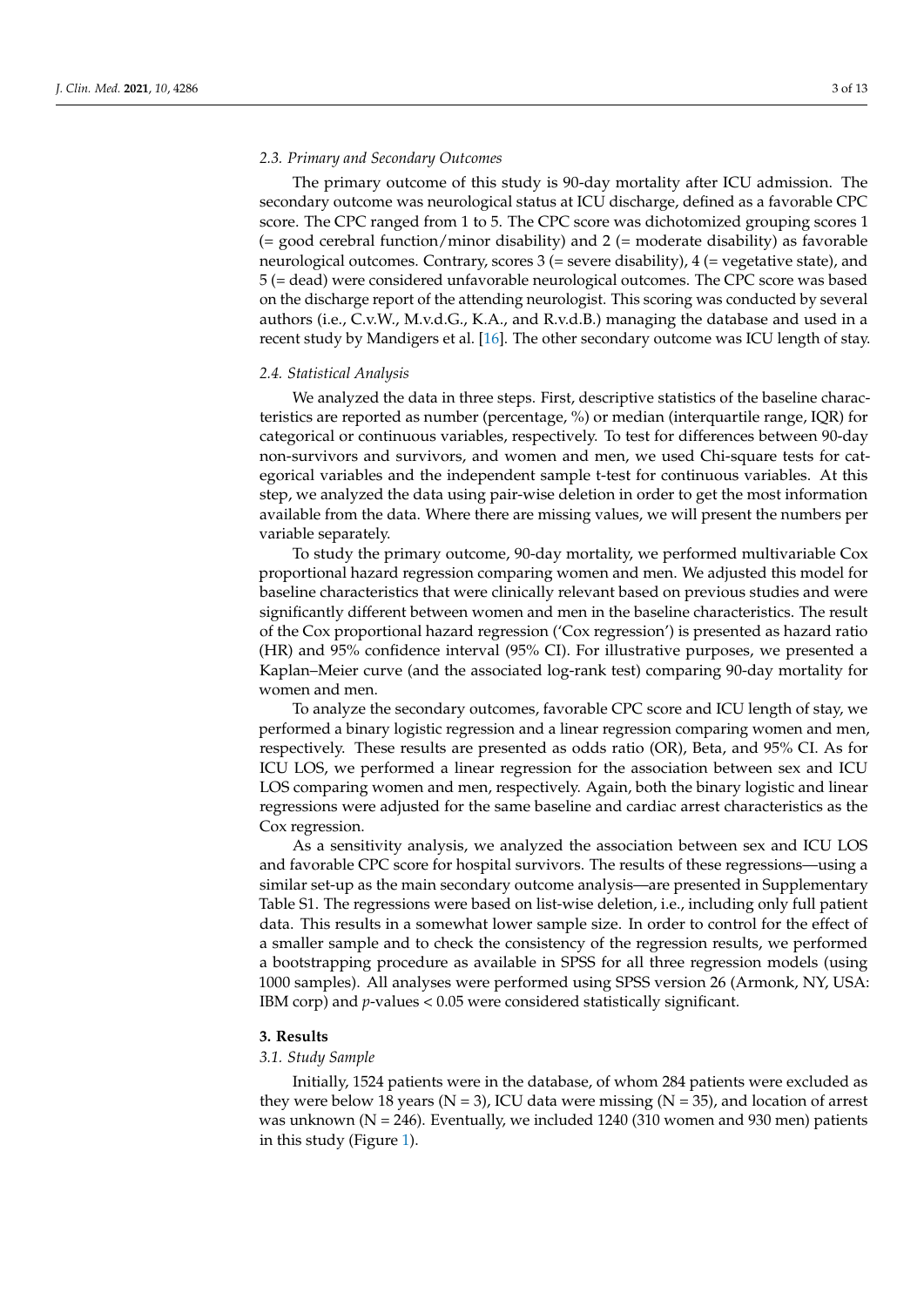### 2.3. Primary and Secondary Outcomes

The primary outcome of this study is 90-day mortality after ICU admission. The secondary outcome was neurological status at ICU discharge, defined as a favorable CPC score. The CPC ranged from 1 to 5. The CPC score was dichotomized grouping scores 1 (= good cerebral function/minor disability) and 2 (= moderate disability) as favorable neurological outcomes. Contrary, scores 3 (= severe disability), 4 (= vegetative state), and 5 (= dead) were considered unfavorable neurological outcomes. The CPC score was based on the discharge report of the attending neurologist. This scoring was conducted by several authors (i.e., C.v.W., M.v.d.G., K.A., and R.v.d.B.) managing the database and used in a recent study by Mandigers et al. [16]. The other secondary outcome was ICU length of stay.

### 2.4. Statistical Analysis

We analyzed the data in three steps. First, descriptive statistics of the baseline characteristics are reported as number (percentage, %) or median (interquartile range, IQR) for categorical or continuous variables, respectively. To test for differences between 90-day non-survivors and survivors, and women and men, we used Chi-square tests for categorical variables and the independent sample t-test for continuous variables. At this step, we analyzed the data using pair-wise deletion in order to get the most information available from the data. Where there are missing values, we will present the numbers per variable separately.

To study the primary outcome, 90-day mortality, we performed multivariable Cox proportional hazard regression comparing women and men. We adjusted this model for baseline characteristics that were clinically relevant based on previous studies and were significantly different between women and men in the baseline characteristics. The result of the Cox proportional hazard regression ('Cox regression') is presented as hazard ratio (HR) and 95% confidence interval (95% CI). For illustrative purposes, we presented a Kaplan–Meier curve (and the associated log-rank test) comparing 90-day mortality for women and men.

To analyze the secondary outcomes, favorable CPC score and ICU length of stay, we performed a binary logistic regression and a linear regression comparing women and men, respectively. These results are presented as odds ratio (OR), Beta, and 95% CI. As for ICU LOS, we performed a linear regression for the association between sex and ICU LOS comparing women and men, respectively. Again, both the binary logistic and linear regressions were adjusted for the same baseline and cardiac arrest characteristics as the Cox regression.

As a sensitivity analysis, we analyzed the association between sex and ICU LOS and favorable CPC score for hospital survivors. The results of these regressions—using a similar set-up as the main secondary outcome analysis—are presented in Supplementary Table S1. The regressions were based on list-wise deletion, i.e., including only full patient data. This results in a somewhat lower sample size. In order to control for the effect of a smaller sample and to check the consistency of the regression results, we performed a bootstrapping procedure as available in SPSS for all three regression models (using 1000 samples). All analyses were performed using SPSS version 26 (Armonk, NY, USA: IBM corp) and $p$-values < 0.05 were considered statistically significant.

## 3. Results

### 3.1. Study Sample

Initially, 1524 patients were in the database, of whom 284 patients were excluded as they were below 18 years (N = 3), ICU data were missing (N = 35), and location of arrest was unknown (N = 246). Eventually, we included 1240 (310 women and 930 men) patients in this study (Figure 1).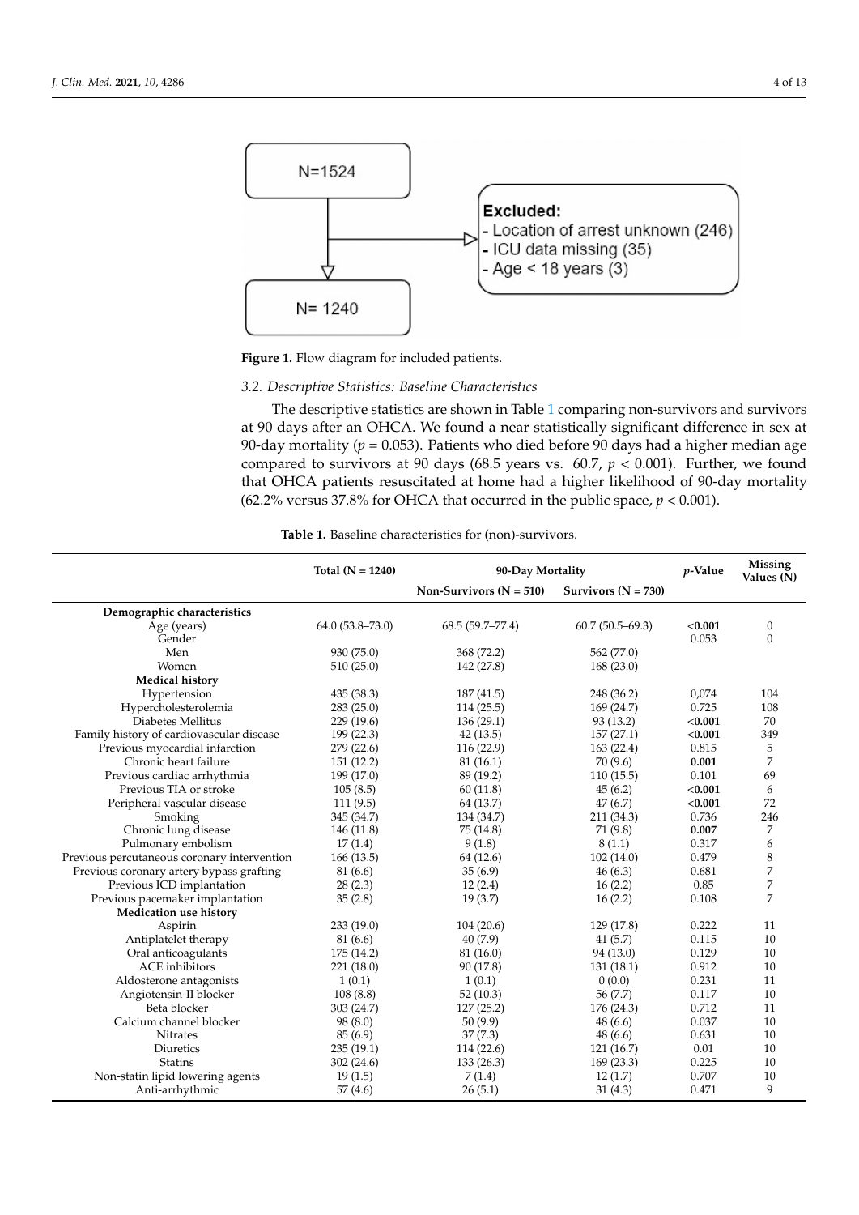N=1524

Excluded:
- Location of arrest unknown (246)
- ICU data missing (35)
- Age < 18 years (3)

N= 1240

**Figure 1.** Flow diagram for included patients.

### *3.2. Descriptive Statistics: Baseline Characteristics*

The descriptive statistics are shown in Table 1 comparing non-survivors and survivors at 90 days after an OHCA. We found a near statistically significant difference in sex at 90-day mortality ($p = 0.053$). Patients who died before 90 days had a higher median age compared to survivors at 90 days (68.5 years vs. 60.7, $p < 0.001$). Further, we found that OHCA patients resuscitated at home had a higher likelihood of 90-day mortality (62.2% versus 37.8% for OHCA that occurred in the public space, $p < 0.001$).

**Table 1.** Baseline characteristics for (non)-survivors.

| | Total (N = 1240) | 90-Day Mortality | | *p*-Value | Missing Values (N) |
|---|---|---|---|---|---|
| | | Non-Survivors (N = 510) | Survivors (N = 730) | | |
| **Demographic characteristics** | | | | | |
| Age (years) | 64.0 (53.8–73.0) | 68.5 (59.7–77.4) | 60.7 (50.5–69.3) | **<0.001** | 0 |
| Gender | | | | 0.053 | 0 |
| Men | 930 (75.0) | 368 (72.2) | 562 (77.0) | | |
| Women | 510 (25.0) | 142 (27.8) | 168 (23.0) | | |
| **Medical history** | | | | | |
| Hypertension | 435 (38.3) | 187 (41.5) | 248 (36.2) | 0,074 | 104 |
| Hypercholesterolemia | 283 (25.0) | 114 (25.5) | 169 (24.7) | 0.725 | 108 |
| Diabetes Mellitus | 229 (19.6) | 136 (29.1) | 93 (13.2) | **<0.001** | 70 |
| Family history of cardiovascular disease | 199 (22.3) | 42 (13.5) | 157 (27.1) | **<0.001** | 349 |
| Previous myocardial infarction | 279 (22.6) | 116 (22.9) | 163 (22.4) | 0.815 | 5 |
| Chronic heart failure | 151 (12.2) | 81 (16.1) | 70 (9.6) | **0.001** | 7 |
| Previous cardiac arrhythmia | 199 (17.0) | 89 (19.2) | 110 (15.5) | 0.101 | 69 |
| Previous TIA or stroke | 105 (8.5) | 60 (11.8) | 45 (6.2) | **<0.001** | 6 |
| Peripheral vascular disease | 111 (9.5) | 64 (13.7) | 47 (6.7) | **<0.001** | 72 |
| Smoking | 345 (34.7) | 134 (34.7) | 211 (34.3) | 0.736 | 246 |
| Chronic lung disease | 146 (11.8) | 75 (14.8) | 71 (9.8) | **0.007** | 7 |
| Pulmonary embolism | 17 (1.4) | 9 (1.8) | 8 (1.1) | 0.317 | 6 |
| Previous percutaneous coronary intervention | 166 (13.5) | 64 (12.6) | 102 (14.0) | 0.479 | 8 |
| Previous coronary artery bypass grafting | 81 (6.6) | 35 (6.9) | 46 (6.3) | 0.681 | 7 |
| Previous ICD implantation | 28 (2.3) | 12 (2.4) | 16 (2.2) | 0.85 | 7 |
| Previous pacemaker implantation | 35 (2.8) | 19 (3.7) | 16 (2.2) | 0.108 | 7 |
| **Medication use history** | | | | | |
| Aspirin | 233 (19.0) | 104 (20.6) | 129 (17.8) | 0.222 | 11 |
| Antiplatelet therapy | 81 (6.6) | 40 (7.9) | 41 (5.7) | 0.115 | 10 |
| Oral anticoagulants | 175 (14.2) | 81 (16.0) | 94 (13.0) | 0.129 | 10 |
| ACE inhibitors | 221 (18.0) | 90 (17.8) | 131 (18.1) | 0.912 | 10 |
| Aldosterone antagonists | 1 (0.1) | 1 (0.1) | 0 (0.0) | 0.231 | 11 |
| Angiotensin-II blocker | 108 (8.8) | 52 (10.3) | 56 (7.7) | 0.117 | 10 |
| Beta blocker | 303 (24.7) | 127 (25.2) | 176 (24.3) | 0.712 | 11 |
| Calcium channel blocker | 98 (8.0) | 50 (9.9) | 48 (6.6) | 0.037 | 10 |
| Nitrates | 85 (6.9) | 37 (7.3) | 48 (6.6) | 0.631 | 10 |
| Diuretics | 235 (19.1) | 114 (22.6) | 121 (16.7) | 0.01 | 10 |
| Statins | 302 (24.6) | 133 (26.3) | 169 (23.3) | 0.225 | 10 |
| Non-statin lipid lowering agents | 19 (1.5) | 7 (1.4) | 12 (1.7) | 0.707 | 10 |
| Anti-arrhythmic | 57 (4.6) | 26 (5.1) | 31 (4.3) | 0.471 | 9 |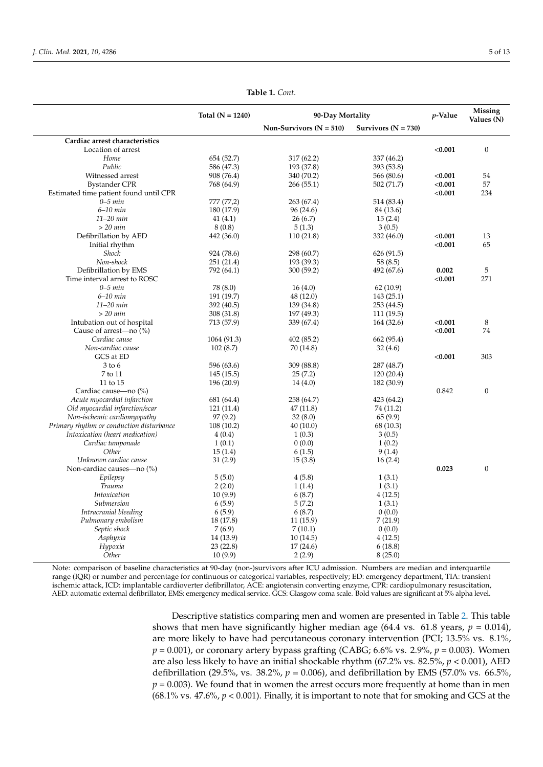**Table 1.** *Cont.*

| | Total (N = 1240) | 90-Day Mortality | | *p*-Value | Missing Values (N) |
|---|---|---|---|---|---|
| | | Non-Survivors (N = 510) | Survivors (N = 730) | | |
| **Cardiac arrest characteristics** | | | | | |
| Location of arrest | | | | **<0.001** | 0 |
| *Home* | 654 (52.7) | 317 (62.2) | 337 (46.2) | | |
| *Public* | 586 (47.3) | 193 (37.8) | 393 (53.8) | | |
| Witnessed arrest | 908 (76.4) | 340 (70.2) | 566 (80.6) | **<0.001** | 54 |
| Bystander CPR | 768 (64.9) | 266 (55.1) | 502 (71.7) | **<0.001** | 57 |
| Estimated time patient found until CPR | | | | **<0.001** | 234 |
| *0–5 min* | 777 (77,2) | 263 (67.4) | 514 (83.4) | | |
| *6–10 min* | 180 (17.9) | 96 (24.6) | 84 (13.6) | | |
| *11–20 min* | 41 (4.1) | 26 (6.7) | 15 (2.4) | | |
| *> 20 min* | 8 (0.8) | 5 (1.3) | 3 (0.5) | | |
| Defibrillation by AED | 442 (36.0) | 110 (21.8) | 332 (46.0) | **<0.001** | 13 |
| Initial rhythm | | | | **<0.001** | 65 |
| *Shock* | 924 (78.6) | 298 (60.7) | 626 (91.5) | | |
| *Non-shock* | 251 (21.4) | 193 (39.3) | 58 (8.5) | | |
| Defibrillation by EMS | 792 (64.1) | 300 (59.2) | 492 (67.6) | **0.002** | 5 |
| Time interval arrest to ROSC | | | | **<0.001** | 271 |
| *0–5 min* | 78 (8.0) | 16 (4.0) | 62 (10.9) | | |
| *6–10 min* | 191 (19.7) | 48 (12.0) | 143 (25.1) | | |
| *11–20 min* | 392 (40.5) | 139 (34.8) | 253 (44.5) | | |
| *> 20 min* | 308 (31.8) | 197 (49.3) | 111 (19.5) | | |
| Intubation out of hospital | 713 (57.9) | 339 (67.4) | 164 (32.6) | **<0.001** | 8 |
| Cause of arrest—no (%) | | | | **<0.001** | 74 |
| *Cardiac cause* | 1064 (91.3) | 402 (85.2) | 662 (95.4) | | |
| *Non-cardiac cause* | 102 (8.7) | 70 (14.8) | 32 (4.6) | | |
| GCS at ED | | | | **<0.001** | 303 |
| 3 to 6 | 596 (63.6) | 309 (88.8) | 287 (48.7) | | |
| 7 to 11 | 145 (15.5) | 25 (7.2) | 120 (20.4) | | |
| 11 to 15 | 196 (20.9) | 14 (4.0) | 182 (30.9) | | |
| Cardiac cause—no (%) | | | | 0.842 | 0 |
| *Acute myocardial infarction* | 681 (64.4) | 258 (64.7) | 423 (64.2) | | |
| *Old myocardial infarction/scar* | 121 (11.4) | 47 (11.8) | 74 (11.2) | | |
| *Non-ischemic cardiomyopathy* | 97 (9.2) | 32 (8.0) | 65 (9.9) | | |
| *Primary rhythm or conduction disturbance* | 108 (10.2) | 40 (10.0) | 68 (10.3) | | |
| *Intoxication (heart medication)* | 4 (0.4) | 1 (0.3) | 3 (0.5) | | |
| *Cardiac tamponade* | 1 (0.1) | 0 (0.0) | 1 (0.2) | | |
| *Other* | 15 (1.4) | 6 (1.5) | 9 (1.4) | | |
| *Unknown cardiac cause* | 31 (2.9) | 15 (3.8) | 16 (2.4) | | |
| Non-cardiac causes—no (%) | | | | **0.023** | 0 |
| *Epilepsy* | 5 (5.0) | 4 (5.8) | 1 (3.1) | | |
| *Trauma* | 2 (2.0) | 1 (1.4) | 1 (3.1) | | |
| *Intoxication* | 10 (9.9) | 6 (8.7) | 4 (12.5) | | |
| *Submersion* | 6 (5.9) | 5 (7.2) | 1 (3.1) | | |
| *Intracranial bleeding* | 6 (5.9) | 6 (8.7) | 0 (0.0) | | |
| *Pulmonary embolism* | 18 (17.8) | 11 (15.9) | 7 (21.9) | | |
| *Septic shock* | 7 (6.9) | 7 (10.1) | 0 (0.0) | | |
| *Asphyxia* | 14 (13.9) | 10 (14.5) | 4 (12.5) | | |
| *Hypoxia* | 23 (22.8) | 17 (24.6) | 6 (18.8) | | |
| *Other* | 10 (9.9) | 2 (2.9) | 8 (25.0) | | |

Note: comparison of baseline characteristics at 90-day (non-)survivors after ICU admission. Numbers are median and interquartile range (IQR) or number and percentage for continuous or categorical variables, respectively; ED: emergency department, TIA: transient ischemic attack, ICD: implantable cardioverter defibrillator, ACE: angiotensin converting enzyme, CPR: cardiopulmonary resuscitation, AED: automatic external defibrillator, EMS: emergency medical service. GCS: Glasgow coma scale. Bold values are significant at 5% alpha level.

Descriptive statistics comparing men and women are presented in Table 2. This table shows that men have significantly higher median age (64.4 vs. 61.8 years, $p = 0.014$), are more likely to have had percutaneous coronary intervention (PCI; 13.5% vs. 8.1%, $p = 0.001$), or coronary artery bypass grafting (CABG; 6.6% vs. 2.9%, $p = 0.003$). Women are also less likely to have an initial shockable rhythm (67.2% vs. 82.5%, $p < 0.001$), AED defibrillation (29.5%, vs. 38.2%, $p = 0.006$), and defibrillation by EMS (57.0% vs. 66.5%, $p = 0.003$). We found that in women the arrest occurs more frequently at home than in men (68.1% vs. 47.6%, $p < 0.001$). Finally, it is important to note that for smoking and GCS at the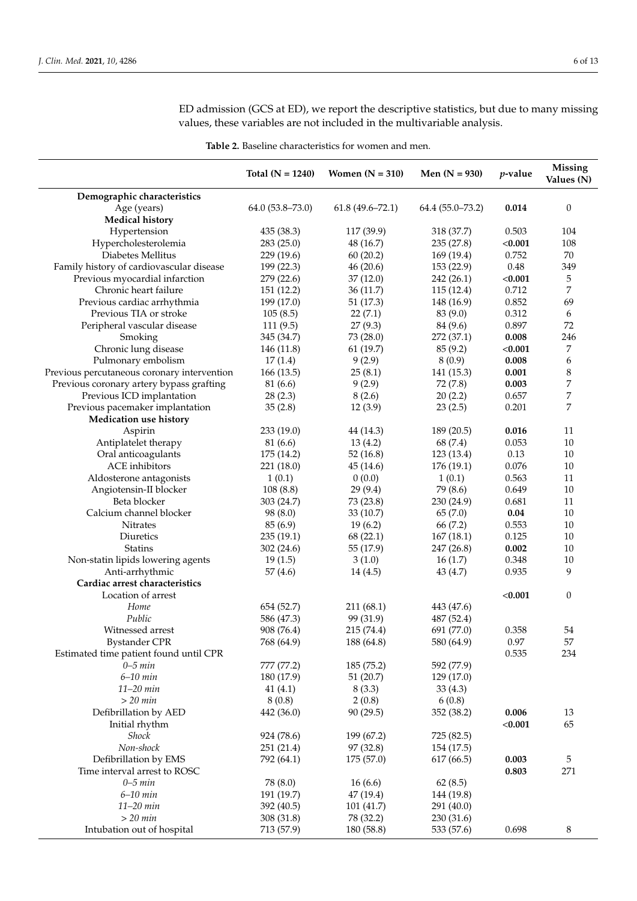ED admission (GCS at ED), we report the descriptive statistics, but due to many missing values, these variables are not included in the multivariable analysis.

**Table 2.** Baseline characteristics for women and men.

| | Total (N = 1240) | Women (N = 310) | Men (N = 930) | *p*-value | Missing Values (N) |
|---|---|---|---|---|---|
| **Demographic characteristics** | | | | | |
| Age (years) | 64.0 (53.8–73.0) | 61.8 (49.6–72.1) | 64.4 (55.0–73.2) | **0.014** | 0 |
| **Medical history** | | | | | |
| Hypertension | 435 (38.3) | 117 (39.9) | 318 (37.7) | 0.503 | 104 |
| Hypercholesterolemia | 283 (25.0) | 48 (16.7) | 235 (27.8) | **<0.001** | 108 |
| Diabetes Mellitus | 229 (19.6) | 60 (20.2) | 169 (19.4) | 0.752 | 70 |
| Family history of cardiovascular disease | 199 (22.3) | 46 (20.6) | 153 (22.9) | 0.48 | 349 |
| Previous myocardial infarction | 279 (22.6) | 37 (12.0) | 242 (26.1) | **<0.001** | 5 |
| Chronic heart failure | 151 (12.2) | 36 (11.7) | 115 (12.4) | 0.712 | 7 |
| Previous cardiac arrhythmia | 199 (17.0) | 51 (17.3) | 148 (16.9) | 0.852 | 69 |
| Previous TIA or stroke | 105 (8.5) | 22 (7.1) | 83 (9.0) | 0.312 | 6 |
| Peripheral vascular disease | 111 (9.5) | 27 (9.3) | 84 (9.6) | 0.897 | 72 |
| Smoking | 345 (34.7) | 73 (28.0) | 272 (37.1) | **0.008** | 246 |
| Chronic lung disease | 146 (11.8) | 61 (19.7) | 85 (9.2) | **<0.001** | 7 |
| Pulmonary embolism | 17 (1.4) | 9 (2.9) | 8 (0.9) | **0.008** | 6 |
| Previous percutaneous coronary intervention | 166 (13.5) | 25 (8.1) | 141 (15.3) | **0.001** | 8 |
| Previous coronary artery bypass grafting | 81 (6.6) | 9 (2.9) | 72 (7.8) | **0.003** | 7 |
| Previous ICD implantation | 28 (2.3) | 8 (2.6) | 20 (2.2) | 0.657 | 7 |
| Previous pacemaker implantation | 35 (2.8) | 12 (3.9) | 23 (2.5) | 0.201 | 7 |
| **Medication use history** | | | | | |
| Aspirin | 233 (19.0) | 44 (14.3) | 189 (20.5) | **0.016** | 11 |
| Antiplatelet therapy | 81 (6.6) | 13 (4.2) | 68 (7.4) | 0.053 | 10 |
| Oral anticoagulants | 175 (14.2) | 52 (16.8) | 123 (13.4) | 0.13 | 10 |
| ACE inhibitors | 221 (18.0) | 45 (14.6) | 176 (19.1) | 0.076 | 10 |
| Aldosterone antagonists | 1 (0.1) | 0 (0.0) | 1 (0.1) | 0.563 | 11 |
| Angiotensin-II blocker | 108 (8.8) | 29 (9.4) | 79 (8.6) | 0.649 | 10 |
| Beta blocker | 303 (24.7) | 73 (23.8) | 230 (24.9) | 0.681 | 11 |
| Calcium channel blocker | 98 (8.0) | 33 (10.7) | 65 (7.0) | **0.04** | 10 |
| Nitrates | 85 (6.9) | 19 (6.2) | 66 (7.2) | 0.553 | 10 |
| Diuretics | 235 (19.1) | 68 (22.1) | 167 (18.1) | 0.125 | 10 |
| Statins | 302 (24.6) | 55 (17.9) | 247 (26.8) | **0.002** | 10 |
| Non-statin lipids lowering agents | 19 (1.5) | 3 (1.0) | 16 (1.7) | 0.348 | 10 |
| Anti-arrhythmic | 57 (4.6) | 14 (4.5) | 43 (4.7) | 0.935 | 9 |
| **Cardiac arrest characteristics** | | | | | |
| Location of arrest | | | | **<0.001** | 0 |
| *Home* | 654 (52.7) | 211 (68.1) | 443 (47.6) | | |
| *Public* | 586 (47.3) | 99 (31.9) | 487 (52.4) | | |
| Witnessed arrest | 908 (76.4) | 215 (74.4) | 691 (77.0) | 0.358 | 54 |
| Bystander CPR | 768 (64.9) | 188 (64.8) | 580 (64.9) | 0.97 | 57 |
| Estimated time patient found until CPR | | | | 0.535 | 234 |
| *0–5 min* | 777 (77.2) | 185 (75.2) | 592 (77.9) | | |
| *6–10 min* | 180 (17.9) | 51 (20.7) | 129 (17.0) | | |
| *11–20 min* | 41 (4.1) | 8 (3.3) | 33 (4.3) | | |
| *> 20 min* | 8 (0.8) | 2 (0.8) | 6 (0.8) | | |
| Defibrillation by AED | 442 (36.0) | 90 (29.5) | 352 (38.2) | **0.006** | 13 |
| Initial rhythm | | | | **<0.001** | 65 |
| *Shock* | 924 (78.6) | 199 (67.2) | 725 (82.5) | | |
| *Non-shock* | 251 (21.4) | 97 (32.8) | 154 (17.5) | | |
| Defibrillation by EMS | 792 (64.1) | 175 (57.0) | 617 (66.5) | **0.003** | 5 |
| Time interval arrest to ROSC | | | | **0.803** | 271 |
| *0–5 min* | 78 (8.0) | 16 (6.6) | 62 (8.5) | | |
| *6–10 min* | 191 (19.7) | 47 (19.4) | 144 (19.8) | | |
| *11–20 min* | 392 (40.5) | 101 (41.7) | 291 (40.0) | | |
| *> 20 min* | 308 (31.8) | 78 (32.2) | 230 (31.6) | | |
| Intubation out of hospital | 713 (57.9) | 180 (58.8) | 533 (57.6) | 0.698 | 8 |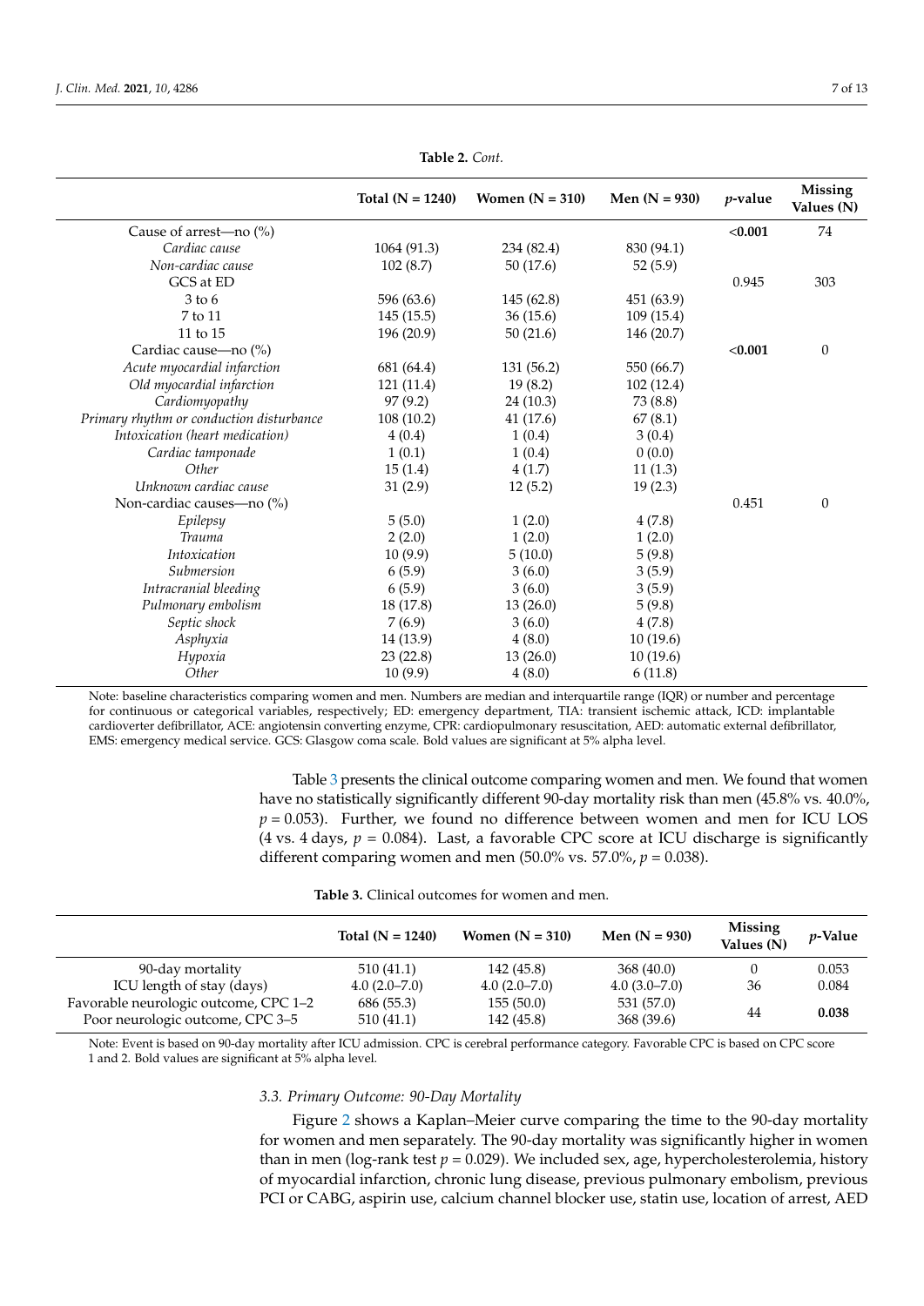**Table 2.** *Cont.*

| | Total (N = 1240) | Women (N = 310) | Men (N = 930) | *p*-value | Missing Values (N) |
|---|---|---|---|---|---|
| Cause of arrest—no (%) | | | | **<0.001** | 74 |
| *Cardiac cause* | 1064 (91.3) | 234 (82.4) | 830 (94.1) | | |
| *Non-cardiac cause* | 102 (8.7) | 50 (17.6) | 52 (5.9) | | |
| GCS at ED | | | | 0.945 | 303 |
| 3 to 6 | 596 (63.6) | 145 (62.8) | 451 (63.9) | | |
| 7 to 11 | 145 (15.5) | 36 (15.6) | 109 (15.4) | | |
| 11 to 15 | 196 (20.9) | 50 (21.6) | 146 (20.7) | | |
| Cardiac cause—no (%) | | | | **<0.001** | 0 |
| *Acute myocardial infarction* | 681 (64.4) | 131 (56.2) | 550 (66.7) | | |
| *Old myocardial infarction* | 121 (11.4) | 19 (8.2) | 102 (12.4) | | |
| *Cardiomyopathy* | 97 (9.2) | 24 (10.3) | 73 (8.8) | | |
| *Primary rhythm or conduction disturbance* | 108 (10.2) | 41 (17.6) | 67 (8.1) | | |
| *Intoxication (heart medication)* | 4 (0.4) | 1 (0.4) | 3 (0.4) | | |
| *Cardiac tamponade* | 1 (0.1) | 1 (0.4) | 0 (0.0) | | |
| *Other* | 15 (1.4) | 4 (1.7) | 11 (1.3) | | |
| *Unknown cardiac cause* | 31 (2.9) | 12 (5.2) | 19 (2.3) | | |
| Non-cardiac causes—no (%) | | | | 0.451 | 0 |
| *Epilepsy* | 5 (5.0) | 1 (2.0) | 4 (7.8) | | |
| *Trauma* | 2 (2.0) | 1 (2.0) | 1 (2.0) | | |
| *Intoxication* | 10 (9.9) | 5 (10.0) | 5 (9.8) | | |
| *Submersion* | 6 (5.9) | 3 (6.0) | 3 (5.9) | | |
| *Intracranial bleeding* | 6 (5.9) | 3 (6.0) | 3 (5.9) | | |
| *Pulmonary embolism* | 18 (17.8) | 13 (26.0) | 5 (9.8) | | |
| *Septic shock* | 7 (6.9) | 3 (6.0) | 4 (7.8) | | |
| *Asphyxia* | 14 (13.9) | 4 (8.0) | 10 (19.6) | | |
| *Hypoxia* | 23 (22.8) | 13 (26.0) | 10 (19.6) | | |
| *Other* | 10 (9.9) | 4 (8.0) | 6 (11.8) | | |

Note: baseline characteristics comparing women and men. Numbers are median and interquartile range (IQR) or number and percentage for continuous or categorical variables, respectively; ED: emergency department, TIA: transient ischemic attack, ICD: implantable cardioverter defibrillator, ACE: angiotensin converting enzyme, CPR: cardiopulmonary resuscitation, AED: automatic external defibrillator, EMS: emergency medical service. GCS: Glasgow coma scale. Bold values are significant at 5% alpha level.

Table 3 presents the clinical outcome comparing women and men. We found that women have no statistically significantly different 90-day mortality risk than men (45.8% vs. 40.0%, $p = 0.053$). Further, we found no difference between women and men for ICU LOS (4 vs. 4 days, $p = 0.084$). Last, a favorable CPC score at ICU discharge is significantly different comparing women and men (50.0% vs. 57.0%, $p = 0.038$).

**Table 3.** Clinical outcomes for women and men.

| | Total (N = 1240) | Women (N = 310) | Men (N = 930) | Missing Values (N) | *p*-Value |
|---|---|---|---|---|---|
| 90-day mortality | 510 (41.1) | 142 (45.8) | 368 (40.0) | 0 | 0.053 |
| ICU length of stay (days) | 4.0 (2.0–7.0) | 4.0 (2.0–7.0) | 4.0 (3.0–7.0) | 36 | 0.084 |
| Favorable neurologic outcome, CPC 1–2 | 686 (55.3) | 155 (50.0) | 531 (57.0) | 44 | **0.038** |
| Poor neurologic outcome, CPC 3–5 | 510 (41.1) | 142 (45.8) | 368 (39.6) | | |

Note: Event is based on 90-day mortality after ICU admission. CPC is cerebral performance category. Favorable CPC is based on CPC score 1 and 2. Bold values are significant at 5% alpha level.

### *3.3. Primary Outcome: 90-Day Mortality*

Figure 2 shows a Kaplan–Meier curve comparing the time to the 90-day mortality for women and men separately. The 90-day mortality was significantly higher in women than in men (log-rank test $p = 0.029$). We included sex, age, hypercholesterolemia, history of myocardial infarction, chronic lung disease, previous pulmonary embolism, previous PCI or CABG, aspirin use, calcium channel blocker use, statin use, location of arrest, AED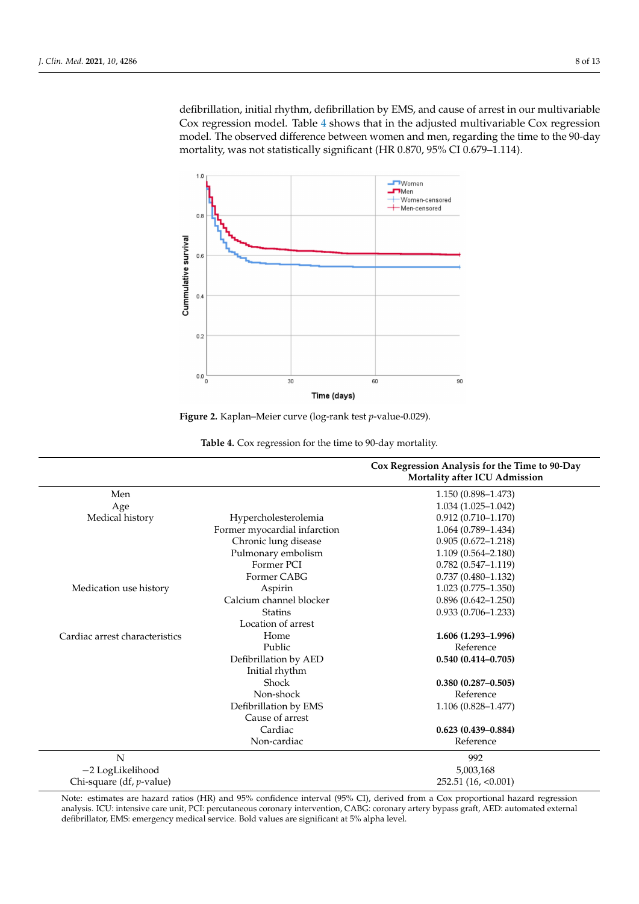defibrillation, initial rhythm, defibrillation by EMS, and cause of arrest in our multivariable Cox regression model. Table 4 shows that in the adjusted multivariable Cox regression model. The observed difference between women and men, regarding the time to the 90-day mortality, was not statistically significant (HR 0.870, 95% CI 0.679–1.114).

**Figure 2.** Kaplan–Meier curve (log-rank test *p*-value-0.029).

**Table 4.** Cox regression for the time to 90-day mortality.

| | | Cox Regression Analysis for the Time to 90-Day Mortality after ICU Admission |
|---|---|---|
| Men | | 1.150 (0.898–1.473) |
| Age | | 1.034 (1.025–1.042) |
| Medical history | Hypercholesterolemia | 0.912 (0.710–1.170) |
| | Former myocardial infarction | 1.064 (0.789–1.434) |
| | Chronic lung disease | 0.905 (0.672–1.218) |
| | Pulmonary embolism | 1.109 (0.564–2.180) |
| | Former PCI | 0.782 (0.547–1.119) |
| | Former CABG | 0.737 (0.480–1.132) |
| Medication use history | Aspirin | 1.023 (0.775–1.350) |
| | Calcium channel blocker | 0.896 (0.642–1.250) |
| | Statins | 0.933 (0.706–1.233) |
| | Location of arrest | |
| Cardiac arrest characteristics | Home | **1.606 (1.293–1.996)** |
| | Public | Reference |
| | Defibrillation by AED | **0.540 (0.414–0.705)** |
| | Initial rhythm | |
| | Shock | **0.380 (0.287–0.505)** |
| | Non-shock | Reference |
| | Defibrillation by EMS | 1.106 (0.828–1.477) |
| | Cause of arrest | |
| | Cardiac | **0.623 (0.439–0.884)** |
| | Non-cardiac | Reference |
| N | | 992 |
| −2 LogLikelihood | | 5,003,168 |
| Chi-square (df, *p*-value) | | 252.51 (16, <0.001) |

Note: estimates are hazard ratios (HR) and 95% confidence interval (95% CI), derived from a Cox proportional hazard regression analysis. ICU: intensive care unit, PCI: percutaneous coronary intervention, CABG: coronary artery bypass graft, AED: automated external defibrillator, EMS: emergency medical service. Bold values are significant at 5% alpha level.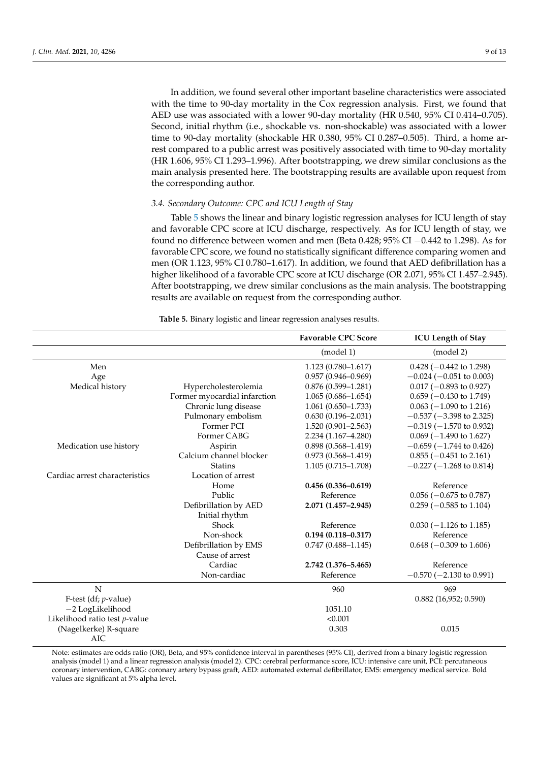In addition, we found several other important baseline characteristics were associated with the time to 90-day mortality in the Cox regression analysis. First, we found that AED use was associated with a lower 90-day mortality (HR 0.540, 95% CI 0.414–0.705). Second, initial rhythm (i.e., shockable vs. non-shockable) was associated with a lower time to 90-day mortality (shockable HR 0.380, 95% CI 0.287–0.505). Third, a home arrest compared to a public arrest was positively associated with time to 90-day mortality (HR 1.606, 95% CI 1.293–1.996). After bootstrapping, we drew similar conclusions as the main analysis presented here. The bootstrapping results are available upon request from the corresponding author.

### 3.4. Secondary Outcome: CPC and ICU Length of Stay

Table 5 shows the linear and binary logistic regression analyses for ICU length of stay and favorable CPC score at ICU discharge, respectively. As for ICU length of stay, we found no difference between women and men (Beta 0.428; 95% CI −0.442 to 1.298). As for favorable CPC score, we found no statistically significant difference comparing women and men (OR 1.123, 95% CI 0.780–1.617). In addition, we found that AED defibrillation has a higher likelihood of a favorable CPC score at ICU discharge (OR 2.071, 95% CI 1.457–2.945). After bootstrapping, we drew similar conclusions as the main analysis. The bootstrapping results are available on request from the corresponding author.

**Table 5.** Binary logistic and linear regression analyses results.

| | | Favorable CPC Score | ICU Length of Stay |
|---|---|---|---|
| | | (model 1) | (model 2) |
| Men | | 1.123 (0.780–1.617) | 0.428 (−0.442 to 1.298) |
| Age | | 0.957 (0.946–0.969) | −0.024 (−0.051 to 0.003) |
| Medical history | Hypercholesterolemia | 0.876 (0.599–1.281) | 0.017 (−0.893 to 0.927) |
| | Former myocardial infarction | 1.065 (0.686–1.654) | 0.659 (−0.430 to 1.749) |
| | Chronic lung disease | 1.061 (0.650–1.733) | 0.063 (−1.090 to 1.216) |
| | Pulmonary embolism | 0.630 (0.196–2.031) | −0.537 (−3.398 to 2.325) |
| | Former PCI | 1.520 (0.901–2.563) | −0.319 (−1.570 to 0.932) |
| | Former CABG | 2.234 (1.167–4.280) | 0.069 (−1.490 to 1.627) |
| Medication use history | Aspirin | 0.898 (0.568–1.419) | −0.659 (−1.744 to 0.426) |
| | Calcium channel blocker | 0.973 (0.568–1.419) | 0.855 (−0.451 to 2.161) |
| | Statins | 1.105 (0.715–1.708) | −0.227 (−1.268 to 0.814) |
| Cardiac arrest characteristics | Location of arrest | | |
| | Home | **0.456 (0.336–0.619)** | Reference |
| | Public | Reference | 0.056 (−0.675 to 0.787) |
| | Defibrillation by AED | **2.071 (1.457–2.945)** | 0.259 (−0.585 to 1.104) |
| | Initial rhythm | | |
| | Shock | Reference | 0.030 (−1.126 to 1.185) |
| | Non-shock | **0.194 (0.118–0.317)** | Reference |
| | Defibrillation by EMS | 0.747 (0.488–1.145) | 0.648 (−0.309 to 1.606) |
| | Cause of arrest | | |
| | Cardiac | **2.742 (1.376–5.465)** | Reference |
| | Non-cardiac | Reference | −0.570 (−2.130 to 0.991) |
| N | | 960 | 969 |
| F-test (df; *p*-value) | | | 0.882 (16,952; 0.590) |
| −2 LogLikelihood | | 1051.10 | |
| Likelihood ratio test *p*-value | | <0.001 | |
| (Nagelkerke) R-square | | 0.303 | 0.015 |
| AIC | | | |

Note: estimates are odds ratio (OR), Beta, and 95% confidence interval in parentheses (95% CI), derived from a binary logistic regression analysis (model 1) and a linear regression analysis (model 2). CPC: cerebral performance score, ICU: intensive care unit, PCI: percutaneous coronary intervention, CABG: coronary artery bypass graft, AED: automated external defibrillator, EMS: emergency medical service. Bold values are significant at 5% alpha level.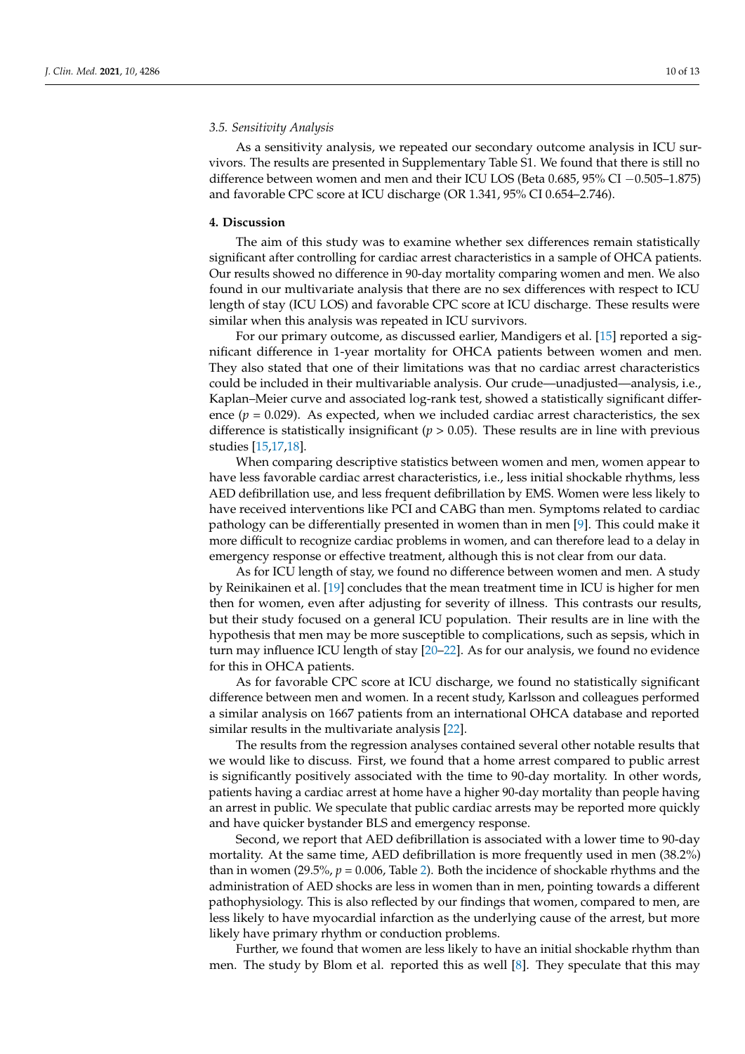### 3.5. Sensitivity Analysis

As a sensitivity analysis, we repeated our secondary outcome analysis in ICU survivors. The results are presented in Supplementary Table S1. We found that there is still no difference between women and men and their ICU LOS (Beta 0.685, 95% CI −0.505–1.875) and favorable CPC score at ICU discharge (OR 1.341, 95% CI 0.654–2.746).

## 4. Discussion

The aim of this study was to examine whether sex differences remain statistically significant after controlling for cardiac arrest characteristics in a sample of OHCA patients. Our results showed no difference in 90-day mortality comparing women and men. We also found in our multivariate analysis that there are no sex differences with respect to ICU length of stay (ICU LOS) and favorable CPC score at ICU discharge. These results were similar when this analysis was repeated in ICU survivors.

For our primary outcome, as discussed earlier, Mandigers et al. [15] reported a significant difference in 1-year mortality for OHCA patients between women and men. They also stated that one of their limitations was that no cardiac arrest characteristics could be included in their multivariable analysis. Our crude—unadjusted—analysis, i.e., Kaplan–Meier curve and associated log-rank test, showed a statistically significant difference ($p = 0.029$). As expected, when we included cardiac arrest characteristics, the sex difference is statistically insignificant ($p > 0.05$). These results are in line with previous studies [15,17,18].

When comparing descriptive statistics between women and men, women appear to have less favorable cardiac arrest characteristics, i.e., less initial shockable rhythms, less AED defibrillation use, and less frequent defibrillation by EMS. Women were less likely to have received interventions like PCI and CABG than men. Symptoms related to cardiac pathology can be differentially presented in women than in men [9]. This could make it more difficult to recognize cardiac problems in women, and can therefore lead to a delay in emergency response or effective treatment, although this is not clear from our data.

As for ICU length of stay, we found no difference between women and men. A study by Reinikainen et al. [19] concludes that the mean treatment time in ICU is higher for men then for women, even after adjusting for severity of illness. This contrasts our results, but their study focused on a general ICU population. Their results are in line with the hypothesis that men may be more susceptible to complications, such as sepsis, which in turn may influence ICU length of stay [20–22]. As for our analysis, we found no evidence for this in OHCA patients.

As for favorable CPC score at ICU discharge, we found no statistically significant difference between men and women. In a recent study, Karlsson and colleagues performed a similar analysis on 1667 patients from an international OHCA database and reported similar results in the multivariate analysis [22].

The results from the regression analyses contained several other notable results that we would like to discuss. First, we found that a home arrest compared to public arrest is significantly positively associated with the time to 90-day mortality. In other words, patients having a cardiac arrest at home have a higher 90-day mortality than people having an arrest in public. We speculate that public cardiac arrests may be reported more quickly and have quicker bystander BLS and emergency response.

Second, we report that AED defibrillation is associated with a lower time to 90-day mortality. At the same time, AED defibrillation is more frequently used in men (38.2%) than in women (29.5%, $p = 0.006$, Table 2). Both the incidence of shockable rhythms and the administration of AED shocks are less in women than in men, pointing towards a different pathophysiology. This is also reflected by our findings that women, compared to men, are less likely to have myocardial infarction as the underlying cause of the arrest, but more likely have primary rhythm or conduction problems.

Further, we found that women are less likely to have an initial shockable rhythm than men. The study by Blom et al. reported this as well [8]. They speculate that this may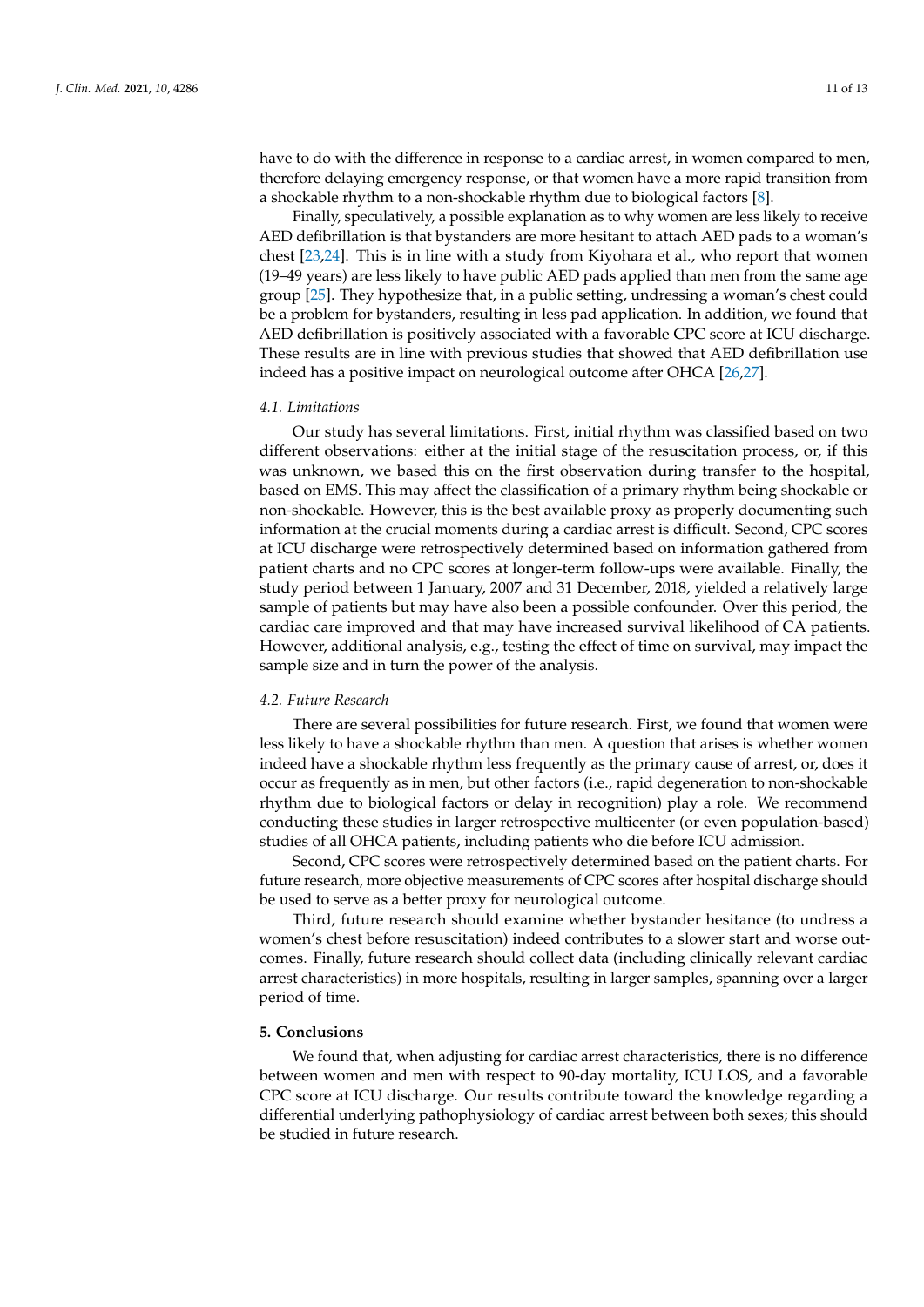have to do with the difference in response to a cardiac arrest, in women compared to men, therefore delaying emergency response, or that women have a more rapid transition from a shockable rhythm to a non-shockable rhythm due to biological factors [8].

Finally, speculatively, a possible explanation as to why women are less likely to receive AED defibrillation is that bystanders are more hesitant to attach AED pads to a woman's chest [23,24]. This is in line with a study from Kiyohara et al., who report that women (19–49 years) are less likely to have public AED pads applied than men from the same age group [25]. They hypothesize that, in a public setting, undressing a woman's chest could be a problem for bystanders, resulting in less pad application. In addition, we found that AED defibrillation is positively associated with a favorable CPC score at ICU discharge. These results are in line with previous studies that showed that AED defibrillation use indeed has a positive impact on neurological outcome after OHCA [26,27].

### 4.1. Limitations

Our study has several limitations. First, initial rhythm was classified based on two different observations: either at the initial stage of the resuscitation process, or, if this was unknown, we based this on the first observation during transfer to the hospital, based on EMS. This may affect the classification of a primary rhythm being shockable or non-shockable. However, this is the best available proxy as properly documenting such information at the crucial moments during a cardiac arrest is difficult. Second, CPC scores at ICU discharge were retrospectively determined based on information gathered from patient charts and no CPC scores at longer-term follow-ups were available. Finally, the study period between 1 January, 2007 and 31 December, 2018, yielded a relatively large sample of patients but may have also been a possible confounder. Over this period, the cardiac care improved and that may have increased survival likelihood of CA patients. However, additional analysis, e.g., testing the effect of time on survival, may impact the sample size and in turn the power of the analysis.

### 4.2. Future Research

There are several possibilities for future research. First, we found that women were less likely to have a shockable rhythm than men. A question that arises is whether women indeed have a shockable rhythm less frequently as the primary cause of arrest, or, does it occur as frequently as in men, but other factors (i.e., rapid degeneration to non-shockable rhythm due to biological factors or delay in recognition) play a role. We recommend conducting these studies in larger retrospective multicenter (or even population-based) studies of all OHCA patients, including patients who die before ICU admission.

Second, CPC scores were retrospectively determined based on the patient charts. For future research, more objective measurements of CPC scores after hospital discharge should be used to serve as a better proxy for neurological outcome.

Third, future research should examine whether bystander hesitance (to undress a women's chest before resuscitation) indeed contributes to a slower start and worse outcomes. Finally, future research should collect data (including clinically relevant cardiac arrest characteristics) in more hospitals, resulting in larger samples, spanning over a larger period of time.

## 5. Conclusions

We found that, when adjusting for cardiac arrest characteristics, there is no difference between women and men with respect to 90-day mortality, ICU LOS, and a favorable CPC score at ICU discharge. Our results contribute toward the knowledge regarding a differential underlying pathophysiology of cardiac arrest between both sexes; this should be studied in future research.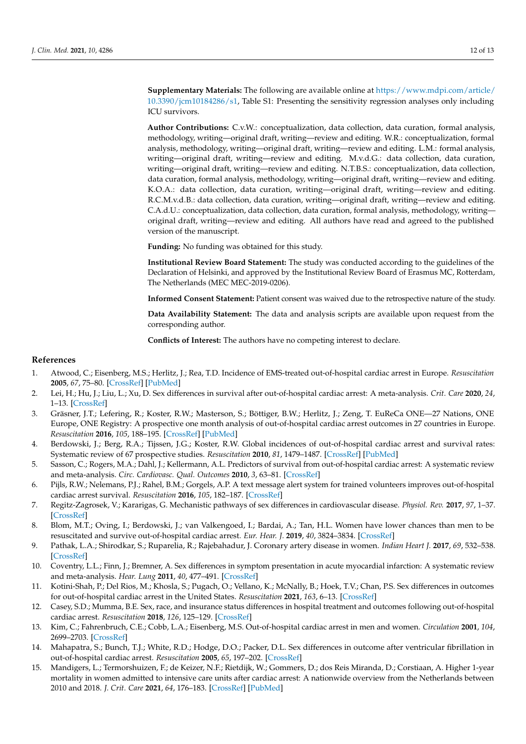**Supplementary Materials:** The following are available online at https://www.mdpi.com/article/10.3390/jcm10184286/s1, Table S1: Presenting the sensitivity regression analyses only including ICU survivors.

**Author Contributions:** C.v.W.: conceptualization, data collection, data curation, formal analysis, methodology, writing—original draft, writing—review and editing. W.R.: conceptualization, formal analysis, methodology, writing—original draft, writing—review and editing. L.M.: formal analysis, writing—original draft, writing—review and editing. M.v.d.G.: data collection, data curation, writing—original draft, writing—review and editing. N.T.B.S.: conceptualization, data collection, data curation, formal analysis, methodology, writing—original draft, writing—review and editing. K.O.A.: data collection, data curation, writing—original draft, writing—review and editing. R.C.M.v.d.B.: data collection, data curation, writing—original draft, writing—review and editing. C.A.d.U.: conceptualization, data collection, data curation, formal analysis, methodology, writing—original draft, writing—review and editing. All authors have read and agreed to the published version of the manuscript.

**Funding:** No funding was obtained for this study.

**Institutional Review Board Statement:** The study was conducted according to the guidelines of the Declaration of Helsinki, and approved by the Institutional Review Board of Erasmus MC, Rotterdam, The Netherlands (MEC MEC-2019-0206).

**Informed Consent Statement:** Patient consent was waived due to the retrospective nature of the study.

**Data Availability Statement:** The data and analysis scripts are available upon request from the corresponding author.

**Conflicts of Interest:** The authors have no competing interest to declare.

## References

1. Atwood, C.; Eisenberg, M.S.; Herlitz, J.; Rea, T.D. Incidence of EMS-treated out-of-hospital cardiac arrest in Europe. *Resuscitation* **2005**, *67*, 75–80. [CrossRef] [PubMed]
2. Lei, H.; Hu, J.; Liu, L.; Xu, D. Sex differences in survival after out-of-hospital cardiac arrest: A meta-analysis. *Crit. Care* **2020**, *24*, 1–13. [CrossRef]
3. Gräsner, J.T.; Lefering, R.; Koster, R.W.; Masterson, S.; Böttiger, B.W.; Herlitz, J.; Zeng, T. EuReCa ONE—27 Nations, ONE Europe, ONE Registry: A prospective one month analysis of out-of-hospital cardiac arrest outcomes in 27 countries in Europe. *Resuscitation* **2016**, *105*, 188–195. [CrossRef] [PubMed]
4. Berdowski, J.; Berg, R.A.; Tijssen, J.G.; Koster, R.W. Global incidences of out-of-hospital cardiac arrest and survival rates: Systematic review of 67 prospective studies. *Resuscitation* **2010**, *81*, 1479–1487. [CrossRef] [PubMed]
5. Sasson, C.; Rogers, M.A.; Dahl, J.; Kellermann, A.L. Predictors of survival from out-of-hospital cardiac arrest: A systematic review and meta-analysis. *Circ. Cardiovasc. Qual. Outcomes* **2010**, *3*, 63–81. [CrossRef]
6. Pijls, R.W.; Nelemans, P.J.; Rahel, B.M.; Gorgels, A.P. A text message alert system for trained volunteers improves out-of-hospital cardiac arrest survival. *Resuscitation* **2016**, *105*, 182–187. [CrossRef]
7. Regitz-Zagrosek, V.; Kararigas, G. Mechanistic pathways of sex differences in cardiovascular disease. *Physiol. Rev.* **2017**, *97*, 1–37. [CrossRef]
8. Blom, M.T.; Oving, I.; Berdowski, J.; van Valkengoed, I.; Bardai, A.; Tan, H.L. Women have lower chances than men to be resuscitated and survive out-of-hospital cardiac arrest. *Eur. Hear. J.* **2019**, *40*, 3824–3834. [CrossRef]
9. Pathak, L.A.; Shirodkar, S.; Ruparelia, R.; Rajebahadur, J. Coronary artery disease in women. *Indian Heart J.* **2017**, *69*, 532–538. [CrossRef]
10. Coventry, L.L.; Finn, J.; Bremner, A. Sex differences in symptom presentation in acute myocardial infarction: A systematic review and meta-analysis. *Hear. Lung* **2011**, *40*, 477–491. [CrossRef]
11. Kotini-Shah, P.; Del Rios, M.; Khosla, S.; Pugach, O.; Vellano, K.; McNally, B.; Hoek, T.V.; Chan, P.S. Sex differences in outcomes for out-of-hospital cardiac arrest in the United States. *Resuscitation* **2021**, *163*, 6–13. [CrossRef]
12. Casey, S.D.; Mumma, B.E. Sex, race, and insurance status differences in hospital treatment and outcomes following out-of-hospital cardiac arrest. *Resuscitation* **2018**, *126*, 125–129. [CrossRef]
13. Kim, C.; Fahrenbruch, C.E.; Cobb, L.A.; Eisenberg, M.S. Out-of-hospital cardiac arrest in men and women. *Circulation* **2001**, *104*, 2699–2703. [CrossRef]
14. Mahapatra, S.; Bunch, T.J.; White, R.D.; Hodge, D.O.; Packer, D.L. Sex differences in outcome after ventricular fibrillation in out-of-hospital cardiac arrest. *Resuscitation* **2005**, *65*, 197–202. [CrossRef]
15. Mandigers, L.; Termorshuizen, F.; de Keizer, N.F.; Rietdijk, W.; Gommers, D.; dos Reis Miranda, D.; Corstiaan, A. Higher 1-year mortality in women admitted to intensive care units after cardiac arrest: A nationwide overview from the Netherlands between 2010 and 2018. *J. Crit. Care* **2021**, *64*, 176–183. [CrossRef] [PubMed]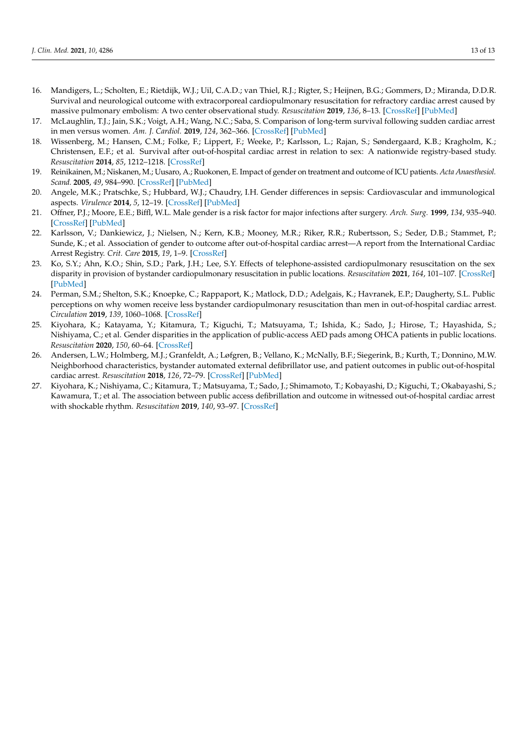16. Mandigers, L.; Scholten, E.; Rietdijk, W.J.; Uil, C.A.D.; van Thiel, R.J.; Rigter, S.; Heijnen, B.G.; Gommers, D.; Miranda, D.D.R. Survival and neurological outcome with extracorporeal cardiopulmonary resuscitation for refractory cardiac arrest caused by massive pulmonary embolism: A two center observational study. *Resuscitation* **2019**, *136*, 8–13. [CrossRef] [PubMed]
17. McLaughlin, T.J.; Jain, S.K.; Voigt, A.H.; Wang, N.C.; Saba, S. Comparison of long-term survival following sudden cardiac arrest in men versus women. *Am. J. Cardiol.* **2019**, *124*, 362–366. [CrossRef] [PubMed]
18. Wissenberg, M.; Hansen, C.M.; Folke, F.; Lippert, F.; Weeke, P.; Karlsson, L.; Rajan, S.; Søndergaard, K.B.; Kragholm, K.; Christensen, E.F.; et al. Survival after out-of-hospital cardiac arrest in relation to sex: A nationwide registry-based study. *Resuscitation* **2014**, *85*, 1212–1218. [CrossRef]
19. Reinikainen, M.; Niskanen, M.; Uusaro, A.; Ruokonen, E. Impact of gender on treatment and outcome of ICU patients. *Acta Anaesthesiol. Scand.* **2005**, *49*, 984–990. [CrossRef] [PubMed]
20. Angele, M.K.; Pratschke, S.; Hubbard, W.J.; Chaudry, I.H. Gender differences in sepsis: Cardiovascular and immunological aspects. *Virulence* **2014**, *5*, 12–19. [CrossRef] [PubMed]
21. Offner, P.J.; Moore, E.E.; Biffl, W.L. Male gender is a risk factor for major infections after surgery. *Arch. Surg.* **1999**, *134*, 935–940. [CrossRef] [PubMed]
22. Karlsson, V.; Dankiewicz, J.; Nielsen, N.; Kern, K.B.; Mooney, M.R.; Riker, R.R.; Rubertsson, S.; Seder, D.B.; Stammet, P.; Sunde, K.; et al. Association of gender to outcome after out-of-hospital cardiac arrest—A report from the International Cardiac Arrest Registry. *Crit. Care* **2015**, *19*, 1–9. [CrossRef]
23. Ko, S.Y.; Ahn, K.O.; Shin, S.D.; Park, J.H.; Lee, S.Y. Effects of telephone-assisted cardiopulmonary resuscitation on the sex disparity in provision of bystander cardiopulmonary resuscitation in public locations. *Resuscitation* **2021**, *164*, 101–107. [CrossRef] [PubMed]
24. Perman, S.M.; Shelton, S.K.; Knoepke, C.; Rappaport, K.; Matlock, D.D.; Adelgais, K.; Havranek, E.P.; Daugherty, S.L. Public perceptions on why women receive less bystander cardiopulmonary resuscitation than men in out-of-hospital cardiac arrest. *Circulation* **2019**, *139*, 1060–1068. [CrossRef]
25. Kiyohara, K.; Katayama, Y.; Kitamura, T.; Kiguchi, T.; Matsuyama, T.; Ishida, K.; Sado, J.; Hirose, T.; Hayashida, S.; Nishiyama, C.; et al. Gender disparities in the application of public-access AED pads among OHCA patients in public locations. *Resuscitation* **2020**, *150*, 60–64. [CrossRef]
26. Andersen, L.W.; Holmberg, M.J.; Granfeldt, A.; Løfgren, B.; Vellano, K.; McNally, B.F.; Siegerink, B.; Kurth, T.; Donnino, M.W. Neighborhood characteristics, bystander automated external defibrillator use, and patient outcomes in public out-of-hospital cardiac arrest. *Resuscitation* **2018**, *126*, 72–79. [CrossRef] [PubMed]
27. Kiyohara, K.; Nishiyama, C.; Kitamura, T.; Matsuyama, T.; Sado, J.; Shimamoto, T.; Kobayashi, D.; Kiguchi, T.; Okabayashi, S.; Kawamura, T.; et al. The association between public access defibrillation and outcome in witnessed out-of-hospital cardiac arrest with shockable rhythm. *Resuscitation* **2019**, *140*, 93–97. [CrossRef]